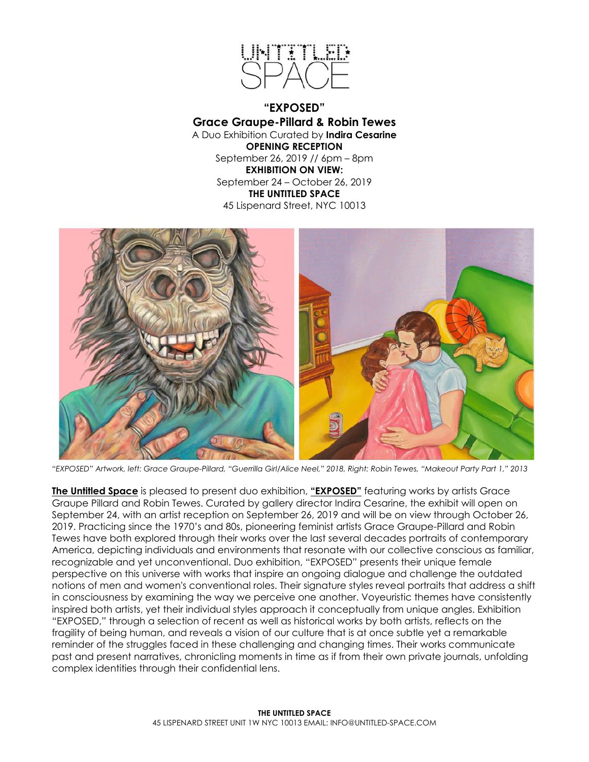UNTITLED SPACE

**"EXPOSED"**

**Grace Graupe-Pillard & Robin Tewes**

A Duo Exhibition Curated by **Indira Cesarine**

**OPENING RECEPTION**

September 26, 2019 // 6pm – 8pm

**EXHIBITION ON VIEW:**

September 24 – October 26, 2019

**THE UNTITLED SPACE**

45 Lispenard Street, NYC 10013

*"EXPOSED" Artwork, left: Grace Graupe-Pillard, "Guerrilla Girl/Alice Neel," 2018, Right: Robin Tewes, "Makeout Party Part 1," 2013*

**The Untitled Space** is pleased to present duo exhibition, **"EXPOSED"** featuring works by artists Grace Graupe Pillard and Robin Tewes. Curated by gallery director Indira Cesarine, the exhibit will open on September 24, with an artist reception on September 26, 2019 and will be on view through October 26, 2019. Practicing since the 1970's and 80s, pioneering feminist artists Grace Graupe-Pillard and Robin Tewes have both explored through their works over the last several decades portraits of contemporary America, depicting individuals and environments that resonate with our collective conscious as familiar, recognizable and yet unconventional. Duo exhibition, "EXPOSED" presents their unique female perspective on this universe with works that inspire an ongoing dialogue and challenge the outdated notions of men and women's conventional roles. Their signature styles reveal portraits that address a shift in consciousness by examining the way we perceive one another. Voyeuristic themes have consistently inspired both artists, yet their individual styles approach it conceptually from unique angles. Exhibition "EXPOSED," through a selection of recent as well as historical works by both artists, reflects on the fragility of being human, and reveals a vision of our culture that is at once subtle yet a remarkable reminder of the struggles faced in these challenging and changing times. Their works communicate past and present narratives, chronicling moments in time as if from their own private journals, unfolding complex identities through their confidential lens.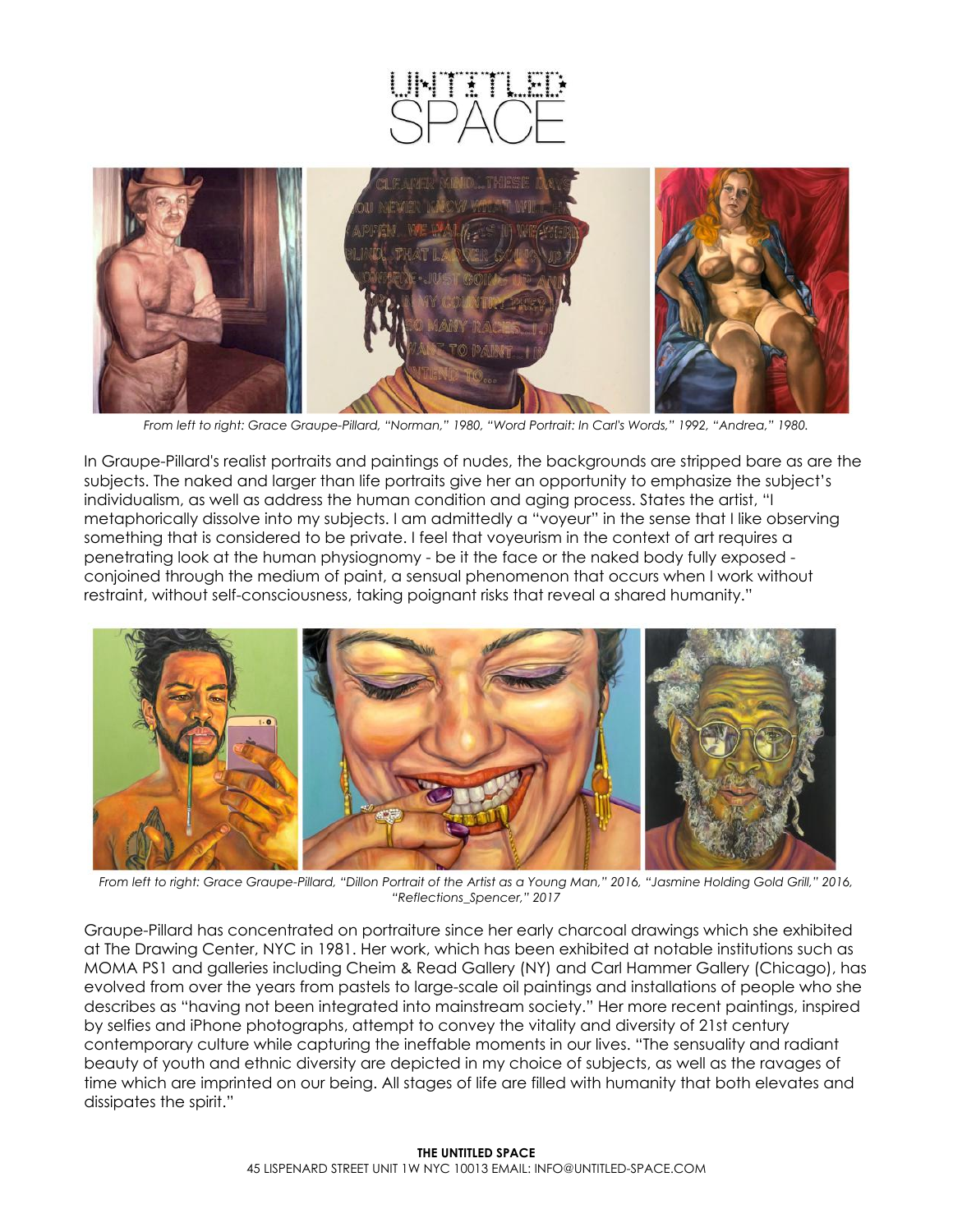*From left to right: Grace Graupe-Pillard, "Norman," 1980, "Word Portrait: In Carl's Words," 1992, "Andrea," 1980.*

In Graupe-Pillard's realist portraits and paintings of nudes, the backgrounds are stripped bare as are the subjects. The naked and larger than life portraits give her an opportunity to emphasize the subject's individualism, as well as address the human condition and aging process. States the artist, "I metaphorically dissolve into my subjects. I am admittedly a "voyeur" in the sense that I like observing something that is considered to be private. I feel that voyeurism in the context of art requires a penetrating look at the human physiognomy - be it the face or the naked body fully exposed - conjoined through the medium of paint, a sensual phenomenon that occurs when I work without restraint, without self-consciousness, taking poignant risks that reveal a shared humanity."

*From left to right: Grace Graupe-Pillard, "Dillon Portrait of the Artist as a Young Man," 2016, "Jasmine Holding Gold Grill," 2016, "Reflections_Spencer," 2017*

Graupe-Pillard has concentrated on portraiture since her early charcoal drawings which she exhibited at The Drawing Center, NYC in 1981. Her work, which has been exhibited at notable institutions such as MOMA PS1 and galleries including Cheim & Read Gallery (NY) and Carl Hammer Gallery (Chicago), has evolved from over the years from pastels to large-scale oil paintings and installations of people who she describes as "having not been integrated into mainstream society." Her more recent paintings, inspired by selfies and iPhone photographs, attempt to convey the vitality and diversity of 21st century contemporary culture while capturing the ineffable moments in our lives. "The sensuality and radiant beauty of youth and ethnic diversity are depicted in my choice of subjects, as well as the ravages of time which are imprinted on our being. All stages of life are filled with humanity that both elevates and dissipates the spirit."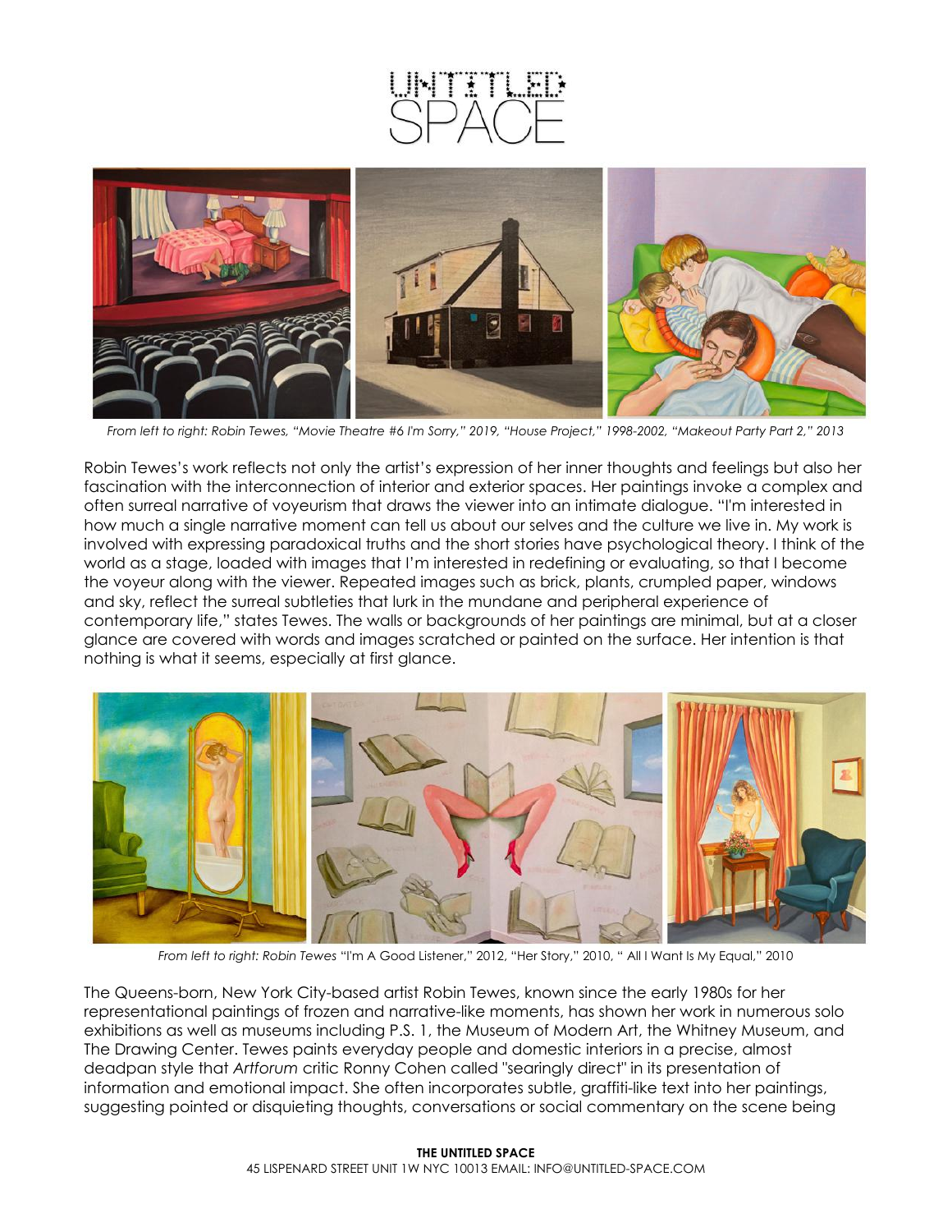*From left to right: Robin Tewes, "Movie Theatre #6 I'm Sorry," 2019, "House Project," 1998-2002, "Makeout Party Part 2," 2013*

Robin Tewes's work reflects not only the artist's expression of her inner thoughts and feelings but also her fascination with the interconnection of interior and exterior spaces. Her paintings invoke a complex and often surreal narrative of voyeurism that draws the viewer into an intimate dialogue. "I'm interested in how much a single narrative moment can tell us about our selves and the culture we live in. My work is involved with expressing paradoxical truths and the short stories have psychological theory. I think of the world as a stage, loaded with images that I'm interested in redefining or evaluating, so that I become the voyeur along with the viewer. Repeated images such as brick, plants, crumpled paper, windows and sky, reflect the surreal subtleties that lurk in the mundane and peripheral experience of contemporary life," states Tewes. The walls or backgrounds of her paintings are minimal, but at a closer glance are covered with words and images scratched or painted on the surface. Her intention is that nothing is what it seems, especially at first glance.

*From left to right: Robin Tewes "I'm A Good Listener," 2012, "Her Story," 2010, " All I Want Is My Equal," 2010*

The Queens-born, New York City-based artist Robin Tewes, known since the early 1980s for her representational paintings of frozen and narrative-like moments, has shown her work in numerous solo exhibitions as well as museums including P.S. 1, the Museum of Modern Art, the Whitney Museum, and The Drawing Center. Tewes paints everyday people and domestic interiors in a precise, almost deadpan style that *Artforum* critic Ronny Cohen called "searingly direct" in its presentation of information and emotional impact. She often incorporates subtle, graffiti-like text into her paintings, suggesting pointed or disquieting thoughts, conversations or social commentary on the scene being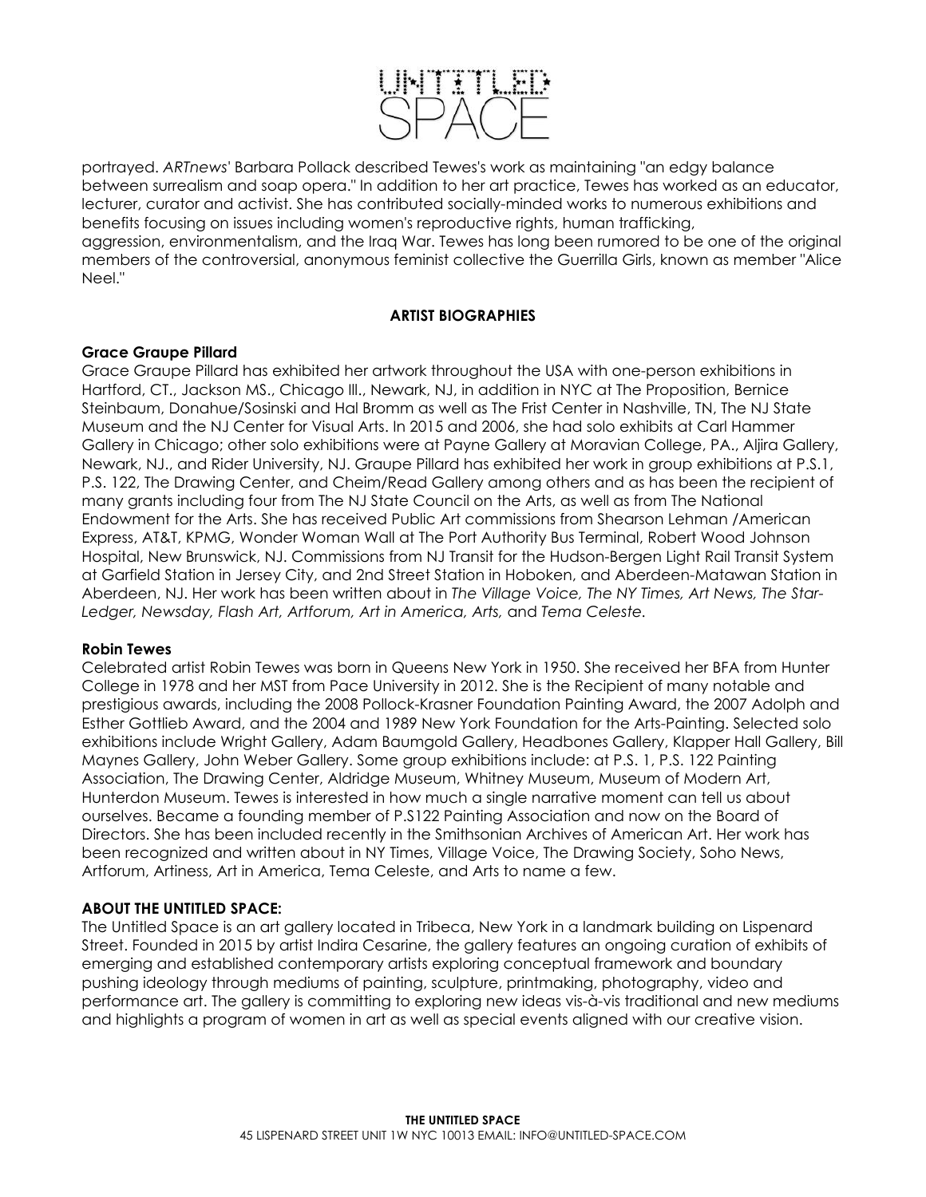portrayed. *ARTnews*' Barbara Pollack described Tewes's work as maintaining "an edgy balance between surrealism and soap opera." In addition to her art practice, Tewes has worked as an educator, lecturer, curator and activist. She has contributed socially-minded works to numerous exhibitions and benefits focusing on issues including women's reproductive rights, human trafficking, aggression, environmentalism, and the Iraq War. Tewes has long been rumored to be one of the original members of the controversial, anonymous feminist collective the Guerrilla Girls, known as member "Alice Neel."

## ARTIST BIOGRAPHIES

**Grace Graupe Pillard**

Grace Graupe Pillard has exhibited her artwork throughout the USA with one-person exhibitions in Hartford, CT., Jackson MS., Chicago Ill., Newark, NJ, in addition in NYC at The Proposition, Bernice Steinbaum, Donahue/Sosinski and Hal Bromm as well as The Frist Center in Nashville, TN, The NJ State Museum and the NJ Center for Visual Arts. In 2015 and 2006, she had solo exhibits at Carl Hammer Gallery in Chicago; other solo exhibitions were at Payne Gallery at Moravian College, PA., Aljira Gallery, Newark, NJ., and Rider University, NJ. Graupe Pillard has exhibited her work in group exhibitions at P.S.1, P.S. 122, The Drawing Center, and Cheim/Read Gallery among others and as has been the recipient of many grants including four from The NJ State Council on the Arts, as well as from The National Endowment for the Arts. She has received Public Art commissions from Shearson Lehman /American Express, AT&T, KPMG, Wonder Woman Wall at The Port Authority Bus Terminal, Robert Wood Johnson Hospital, New Brunswick, NJ. Commissions from NJ Transit for the Hudson-Bergen Light Rail Transit System at Garfield Station in Jersey City, and 2nd Street Station in Hoboken, and Aberdeen-Matawan Station in Aberdeen, NJ. Her work has been written about in *The Village Voice*, *The NY Times, Art News, The Star-Ledger, Newsday, Flash Art, Artforum, Art in America, Arts,* and *Tema Celeste*.

**Robin Tewes**

Celebrated artist Robin Tewes was born in Queens New York in 1950. She received her BFA from Hunter College in 1978 and her MST from Pace University in 2012. She is the Recipient of many notable and prestigious awards, including the 2008 Pollock-Krasner Foundation Painting Award, the 2007 Adolph and Esther Gottlieb Award, and the 2004 and 1989 New York Foundation for the Arts-Painting. Selected solo exhibitions include Wright Gallery, Adam Baumgold Gallery, Headbones Gallery, Klapper Hall Gallery, Bill Maynes Gallery, John Weber Gallery. Some group exhibitions include: at P.S. 1, P.S. 122 Painting Association, The Drawing Center, Aldridge Museum, Whitney Museum, Museum of Modern Art, Hunterdon Museum. Tewes is interested in how much a single narrative moment can tell us about ourselves. Became a founding member of P.S122 Painting Association and now on the Board of Directors. She has been included recently in the Smithsonian Archives of American Art. Her work has been recognized and written about in NY Times, Village Voice, The Drawing Society, Soho News, Artforum, Artiness, Art in America, Tema Celeste, and Arts to name a few.

**ABOUT THE UNTITLED SPACE:**

The Untitled Space is an art gallery located in Tribeca, New York in a landmark building on Lispenard Street. Founded in 2015 by artist Indira Cesarine, the gallery features an ongoing curation of exhibits of emerging and established contemporary artists exploring conceptual framework and boundary pushing ideology through mediums of painting, sculpture, printmaking, photography, video and performance art. The gallery is committing to exploring new ideas vis-à-vis traditional and new mediums and highlights a program of women in art as well as special events aligned with our creative vision.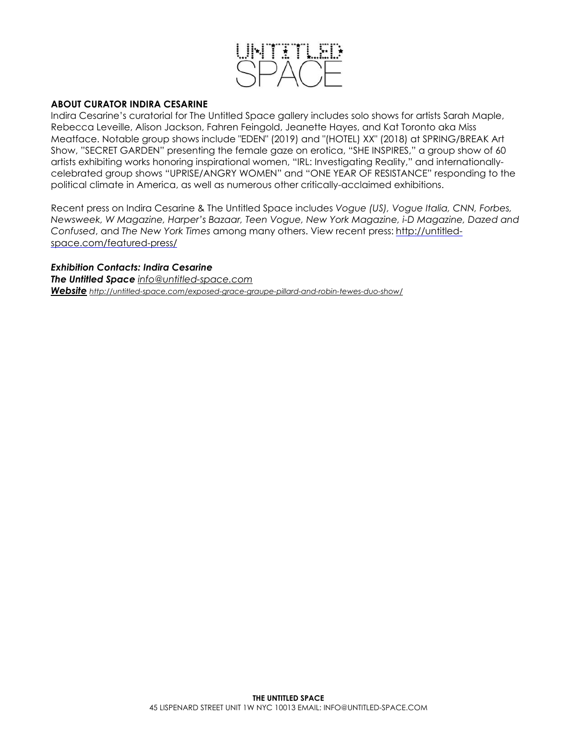## ABOUT CURATOR INDIRA CESARINE

Indira Cesarine's curatorial for The Untitled Space gallery includes solo shows for artists Sarah Maple, Rebecca Leveille, Alison Jackson, Fahren Feingold, Jeanette Hayes, and Kat Toronto aka Miss Meatface. Notable group shows include "EDEN" (2019) and "(HOTEL) XX" (2018) at SPRING/BREAK Art Show, "SECRET GARDEN" presenting the female gaze on erotica, "SHE INSPIRES," a group show of 60 artists exhibiting works honoring inspirational women, "IRL: Investigating Reality," and internationally-celebrated group shows "UPRISE/ANGRY WOMEN" and "ONE YEAR OF RESISTANCE" responding to the political climate in America, as well as numerous other critically-acclaimed exhibitions.

Recent press on Indira Cesarine & The Untitled Space includes *Vogue (US), Vogue Italia, CNN, Forbes, Newsweek, W Magazine, Harper's Bazaar, Teen Vogue, New York Magazine, i-D Magazine, Dazed and Confused*, and *The New York Times* among many others. View recent press: http://untitled-space.com/featured-press/

***Exhibition Contacts: Indira Cesarine***
***The Untitled Space*** *info@untitled-space.com*
***Website*** *http://untitled-space.com/exposed-grace-graupe-pillard-and-robin-tewes-duo-show/*

**THE UNTITLED SPACE**
45 LISPENARD STREET UNIT 1W NYC 10013 EMAIL: INFO@UNTITLED-SPACE.COM